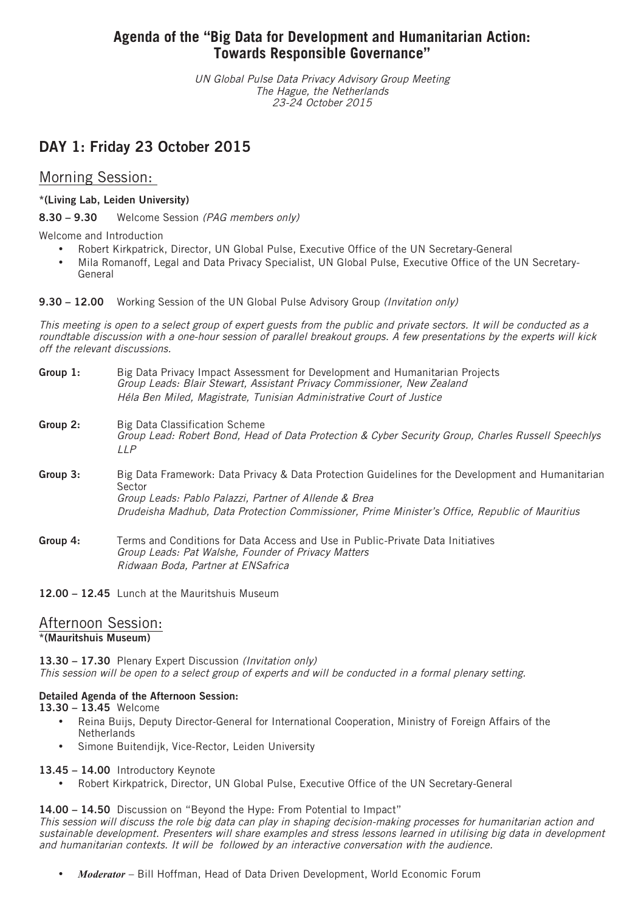# Agenda of the "Big Data for Development and Humanitarian Action: Towards Responsible Governance"

*UN Global Pulse Data Privacy Advisory Group Meeting*
*The Hague, the Netherlands*
*23-24 October 2015*

## DAY 1: Friday 23 October 2015

### Morning Session:

**\*(Living Lab, Leiden University)**

**8.30 – 9.30** Welcome Session *(PAG members only)*

Welcome and Introduction

- Robert Kirkpatrick, Director, UN Global Pulse, Executive Office of the UN Secretary-General
- Mila Romanoff, Legal and Data Privacy Specialist, UN Global Pulse, Executive Office of the UN Secretary-General

**9.30 – 12.00** Working Session of the UN Global Pulse Advisory Group *(Invitation only)*

*This meeting is open to a select group of expert guests from the public and private sectors. It will be conducted as a roundtable discussion with a one-hour session of parallel breakout groups. A few presentations by the experts will kick off the relevant discussions.*

**Group 1:** Big Data Privacy Impact Assessment for Development and Humanitarian Projects
*Group Leads: Blair Stewart, Assistant Privacy Commissioner, New Zealand*
*Héla Ben Miled, Magistrate, Tunisian Administrative Court of Justice*

**Group 2:** Big Data Classification Scheme
*Group Lead: Robert Bond, Head of Data Protection & Cyber Security Group, Charles Russell Speechlys LLP*

**Group 3:** Big Data Framework: Data Privacy & Data Protection Guidelines for the Development and Humanitarian Sector
*Group Leads: Pablo Palazzi, Partner of Allende & Brea*
*Drudeisha Madhub, Data Protection Commissioner, Prime Minister's Office, Republic of Mauritius*

**Group 4:** Terms and Conditions for Data Access and Use in Public-Private Data Initiatives
*Group Leads: Pat Walshe, Founder of Privacy Matters*
*Ridwaan Boda, Partner at ENSafrica*

**12.00 – 12.45** Lunch at the Mauritshuis Museum

### Afternoon Session:

**\*(Mauritshuis Museum)**

**13.30 – 17.30** Plenary Expert Discussion *(Invitation only)*
*This session will be open to a select group of experts and will be conducted in a formal plenary setting.*

**Detailed Agenda of the Afternoon Session:**

**13.30 – 13.45** Welcome

- Reina Buijs, Deputy Director-General for International Cooperation, Ministry of Foreign Affairs of the Netherlands
- Simone Buitendijk, Vice-Rector, Leiden University

**13.45 – 14.00** Introductory Keynote

- Robert Kirkpatrick, Director, UN Global Pulse, Executive Office of the UN Secretary-General

**14.00 – 14.50** Discussion on "Beyond the Hype: From Potential to Impact"
*This session will discuss the role big data can play in shaping decision-making processes for humanitarian action and sustainable development. Presenters will share examples and stress lessons learned in utilising big data in development and humanitarian contexts. It will be followed by an interactive conversation with the audience.*

- ***Moderator*** – Bill Hoffman, Head of Data Driven Development, World Economic Forum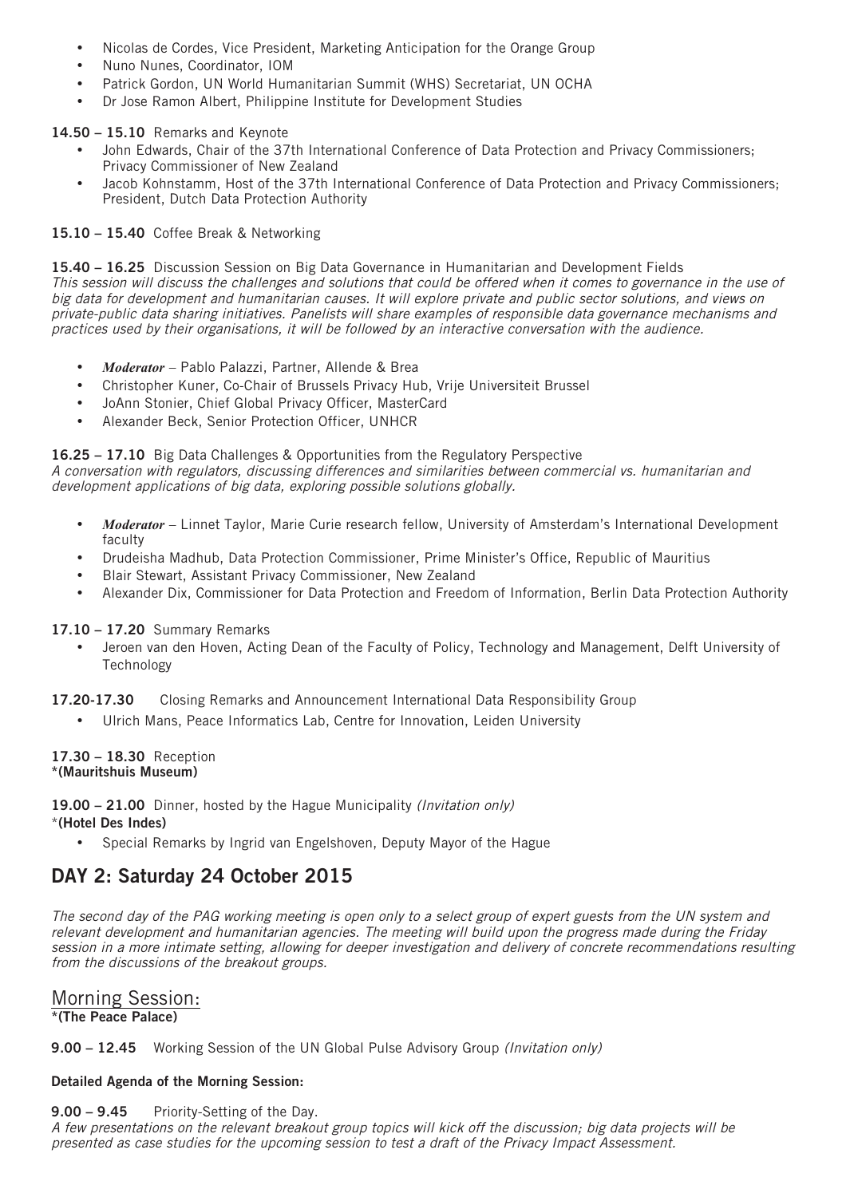- Nicolas de Cordes, Vice President, Marketing Anticipation for the Orange Group
- Nuno Nunes, Coordinator, IOM
- Patrick Gordon, UN World Humanitarian Summit (WHS) Secretariat, UN OCHA
- Dr Jose Ramon Albert, Philippine Institute for Development Studies

**14.50 – 15.10** Remarks and Keynote

- John Edwards, Chair of the 37th International Conference of Data Protection and Privacy Commissioners; Privacy Commissioner of New Zealand
- Jacob Kohnstamm, Host of the 37th International Conference of Data Protection and Privacy Commissioners; President, Dutch Data Protection Authority

**15.10 – 15.40** Coffee Break & Networking

**15.40 – 16.25** Discussion Session on Big Data Governance in Humanitarian and Development Fields
*This session will discuss the challenges and solutions that could be offered when it comes to governance in the use of big data for development and humanitarian causes. It will explore private and public sector solutions, and views on private-public data sharing initiatives. Panelists will share examples of responsible data governance mechanisms and practices used by their organisations, it will be followed by an interactive conversation with the audience.*

- ***Moderator*** – Pablo Palazzi, Partner, Allende & Brea
- Christopher Kuner, Co-Chair of Brussels Privacy Hub, Vrije Universiteit Brussel
- JoAnn Stonier, Chief Global Privacy Officer, MasterCard
- Alexander Beck, Senior Protection Officer, UNHCR

**16.25 – 17.10** Big Data Challenges & Opportunities from the Regulatory Perspective
*A conversation with regulators, discussing differences and similarities between commercial vs. humanitarian and development applications of big data, exploring possible solutions globally.*

- ***Moderator*** – Linnet Taylor, Marie Curie research fellow, University of Amsterdam's International Development faculty
- Drudeisha Madhub, Data Protection Commissioner, Prime Minister's Office, Republic of Mauritius
- Blair Stewart, Assistant Privacy Commissioner, New Zealand
- Alexander Dix, Commissioner for Data Protection and Freedom of Information, Berlin Data Protection Authority

**17.10 – 17.20** Summary Remarks

- Jeroen van den Hoven, Acting Dean of the Faculty of Policy, Technology and Management, Delft University of Technology

**17.20-17.30** Closing Remarks and Announcement International Data Responsibility Group

- Ulrich Mans, Peace Informatics Lab, Centre for Innovation, Leiden University

**17.30 – 18.30** Reception
**\*(Mauritshuis Museum)**

**19.00 – 21.00** Dinner, hosted by the Hague Municipality *(Invitation only)*
\***(Hotel Des Indes)**

- Special Remarks by Ingrid van Engelshoven, Deputy Mayor of the Hague

## DAY 2: Saturday 24 October 2015

*The second day of the PAG working meeting is open only to a select group of expert guests from the UN system and relevant development and humanitarian agencies. The meeting will build upon the progress made during the Friday session in a more intimate setting, allowing for deeper investigation and delivery of concrete recommendations resulting from the discussions of the breakout groups.*

### Morning Session:
**\*(The Peace Palace)**

**9.00 – 12.45** Working Session of the UN Global Pulse Advisory Group *(Invitation only)*

**Detailed Agenda of the Morning Session:**

**9.00 – 9.45** Priority-Setting of the Day.
*A few presentations on the relevant breakout group topics will kick off the discussion; big data projects will be presented as case studies for the upcoming session to test a draft of the Privacy Impact Assessment.*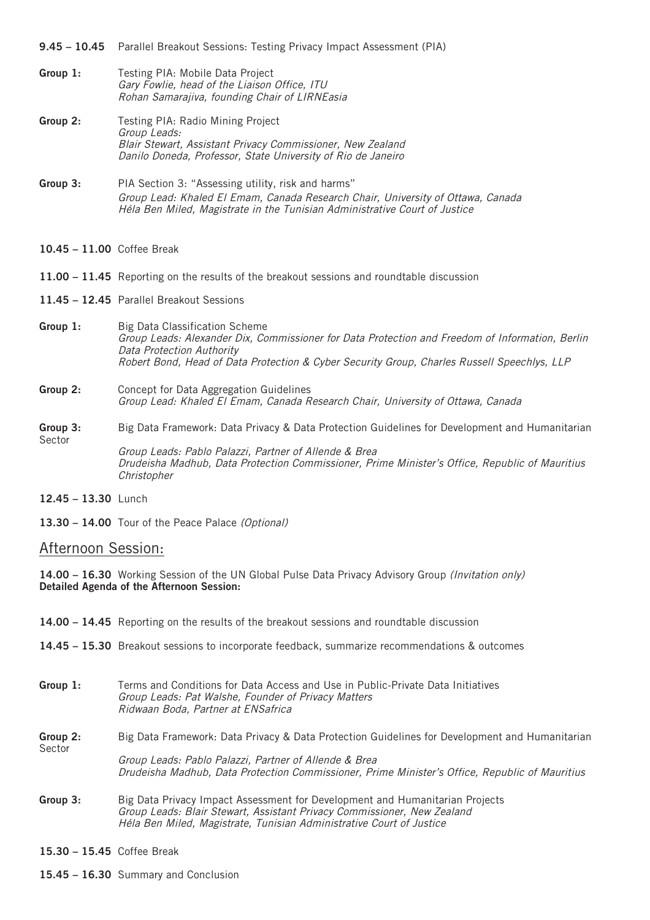**9.45 – 10.45** Parallel Breakout Sessions: Testing Privacy Impact Assessment (PIA)

**Group 1:** Testing PIA: Mobile Data Project
*Gary Fowlie, head of the Liaison Office, ITU*
*Rohan Samarajiva, founding Chair of LIRNEasia*

**Group 2:** Testing PIA: Radio Mining Project
*Group Leads:*
*Blair Stewart, Assistant Privacy Commissioner, New Zealand*
*Danilo Doneda, Professor, State University of Rio de Janeiro*

**Group 3:** PIA Section 3: "Assessing utility, risk and harms"
*Group Lead: Khaled El Emam, Canada Research Chair, University of Ottawa, Canada*
*Héla Ben Miled, Magistrate in the Tunisian Administrative Court of Justice*

**10.45 – 11.00** Coffee Break

**11.00 – 11.45** Reporting on the results of the breakout sessions and roundtable discussion

**11.45 – 12.45** Parallel Breakout Sessions

**Group 1:** Big Data Classification Scheme
*Group Leads: Alexander Dix, Commissioner for Data Protection and Freedom of Information, Berlin Data Protection Authority*
*Robert Bond, Head of Data Protection & Cyber Security Group, Charles Russell Speechlys, LLP*

**Group 2:** Concept for Data Aggregation Guidelines
*Group Lead: Khaled El Emam, Canada Research Chair, University of Ottawa, Canada*

**Group 3:** Big Data Framework: Data Privacy & Data Protection Guidelines for Development and Humanitarian Sector
*Group Leads: Pablo Palazzi, Partner of Allende & Brea*
*Drudeisha Madhub, Data Protection Commissioner, Prime Minister's Office, Republic of Mauritius Christopher*

**12.45 – 13.30** Lunch

**13.30 – 14.00** Tour of the Peace Palace *(Optional)*

## Afternoon Session:

**14.00 – 16.30** Working Session of the UN Global Pulse Data Privacy Advisory Group *(Invitation only)*
**Detailed Agenda of the Afternoon Session:**

**14.00 – 14.45** Reporting on the results of the breakout sessions and roundtable discussion

**14.45 – 15.30** Breakout sessions to incorporate feedback, summarize recommendations & outcomes

**Group 1:** Terms and Conditions for Data Access and Use in Public-Private Data Initiatives
*Group Leads: Pat Walshe, Founder of Privacy Matters*
*Ridwaan Boda, Partner at ENSafrica*

**Group 2:** Big Data Framework: Data Privacy & Data Protection Guidelines for Development and Humanitarian Sector
*Group Leads: Pablo Palazzi, Partner of Allende & Brea*
*Drudeisha Madhub, Data Protection Commissioner, Prime Minister's Office, Republic of Mauritius*

**Group 3:** Big Data Privacy Impact Assessment for Development and Humanitarian Projects
*Group Leads: Blair Stewart, Assistant Privacy Commissioner, New Zealand*
*Héla Ben Miled, Magistrate, Tunisian Administrative Court of Justice*

**15.30 – 15.45** Coffee Break

**15.45 – 16.30** Summary and Conclusion